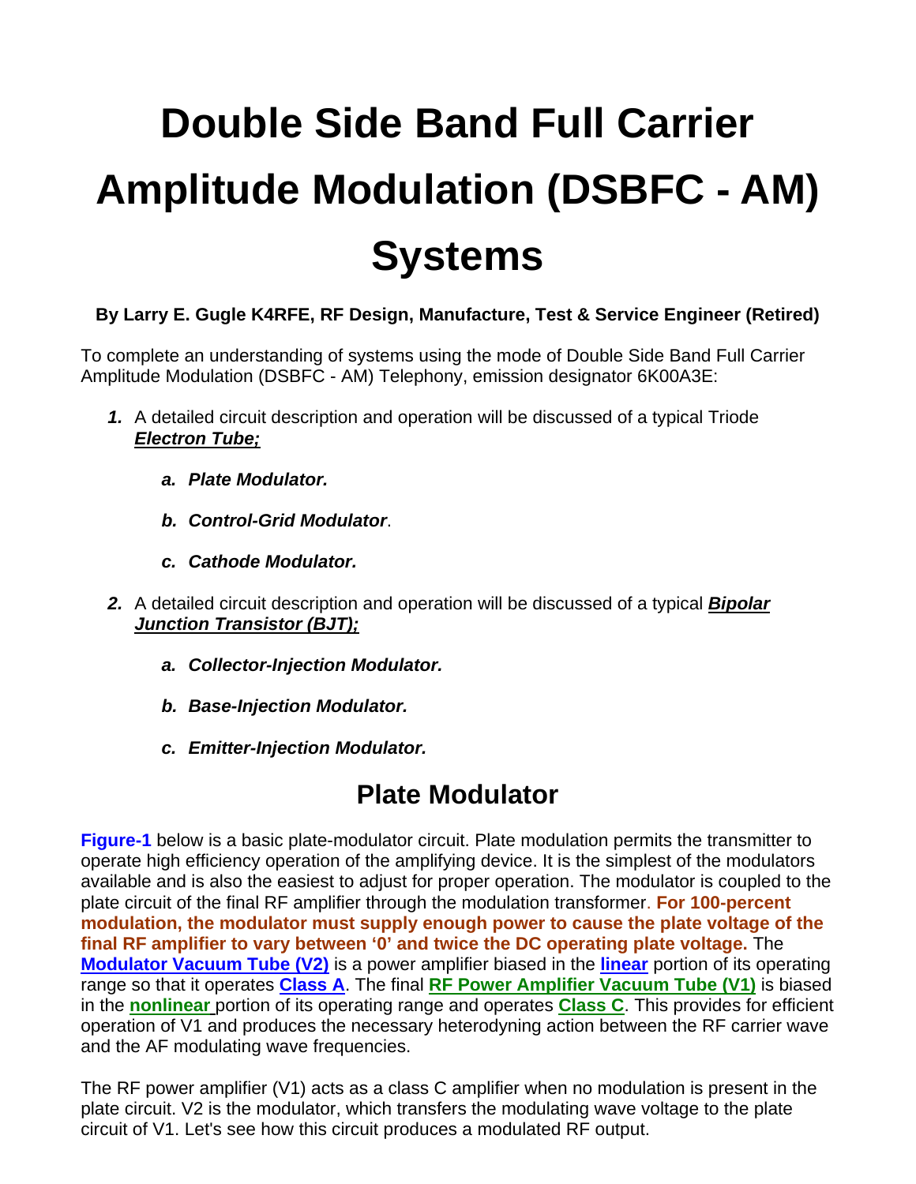# Double Side Band Full Carrier Amplitude Modulation (DSBFC - AM) Systems

**By Larry E. Gugle K4RFE, RF Design, Manufacture, Test & Service Engineer (Retired)**

To complete an understanding of systems using the mode of Double Side Band Full Carrier Amplitude Modulation (DSBFC - AM) Telephony, emission designator 6K00A3E:

1. A detailed circuit description and operation will be discussed of a typical Triode ***Electron Tube;***
   a. ***Plate Modulator.***
   b. ***Control-Grid Modulator***.
   c. ***Cathode Modulator.***
2. A detailed circuit description and operation will be discussed of a typical ***Bipolar Junction Transistor (BJT);***
   a. ***Collector-Injection Modulator.***
   b. ***Base-Injection Modulator.***
   c. ***Emitter-Injection Modulator.***

## Plate Modulator

**Figure-1** below is a basic plate-modulator circuit. Plate modulation permits the transmitter to operate high efficiency operation of the amplifying device. It is the simplest of the modulators available and is also the easiest to adjust for proper operation. The modulator is coupled to the plate circuit of the final RF amplifier through the modulation transformer. **For 100-percent modulation, the modulator must supply enough power to cause the plate voltage of the final RF amplifier to vary between '0' and twice the DC operating plate voltage.** The **Modulator Vacuum Tube (V2)** is a power amplifier biased in the **linear** portion of its operating range so that it operates **Class A**. The final **RF Power Amplifier Vacuum Tube (V1)** is biased in the **nonlinear** portion of its operating range and operates **Class C**. This provides for efficient operation of V1 and produces the necessary heterodyning action between the RF carrier wave and the AF modulating wave frequencies.

The RF power amplifier (V1) acts as a class C amplifier when no modulation is present in the plate circuit. V2 is the modulator, which transfers the modulating wave voltage to the plate circuit of V1. Let's see how this circuit produces a modulated RF output.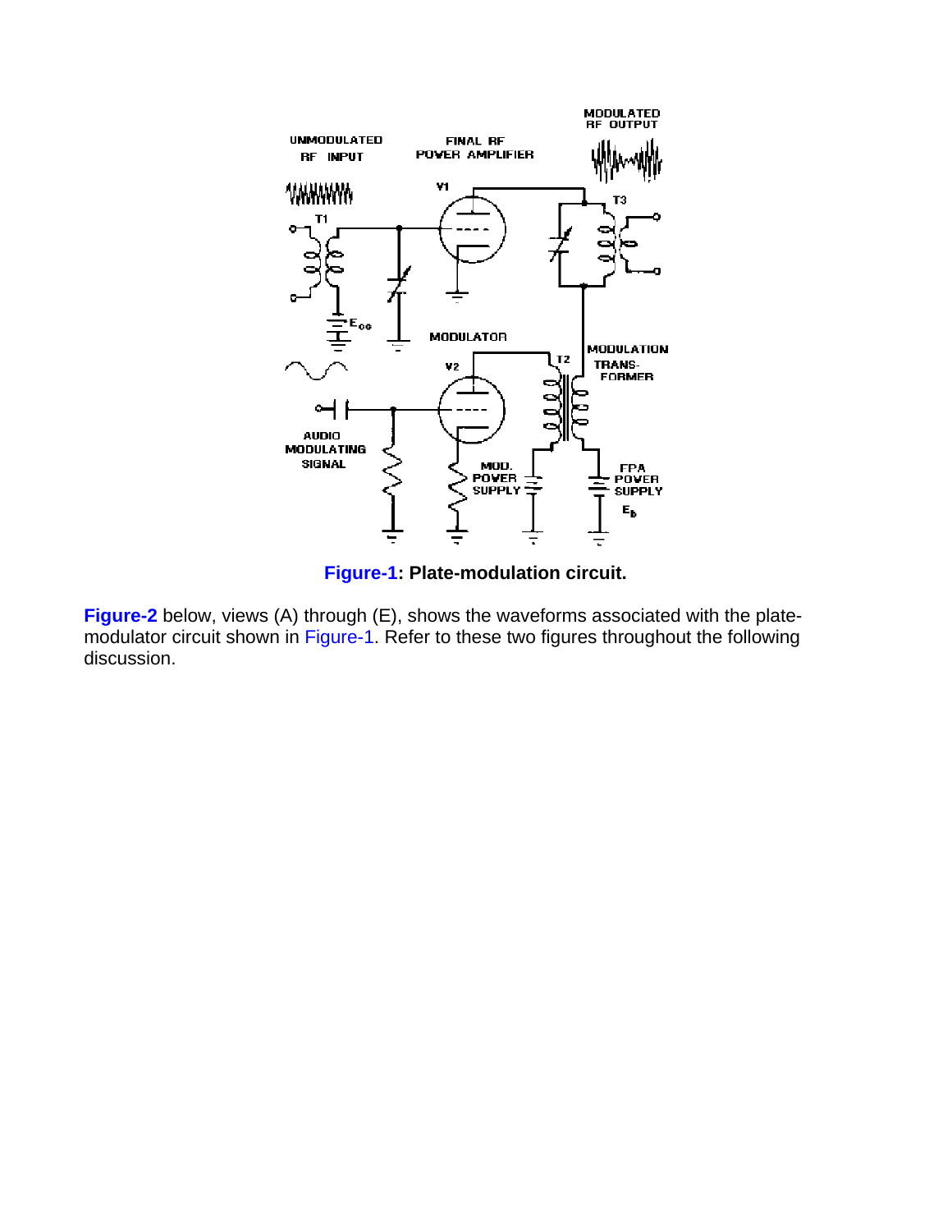**Figure-1: Plate-modulation circuit.**

**Figure-2** below, views (A) through (E), shows the waveforms associated with the plate-modulator circuit shown in Figure-1. Refer to these two figures throughout the following discussion.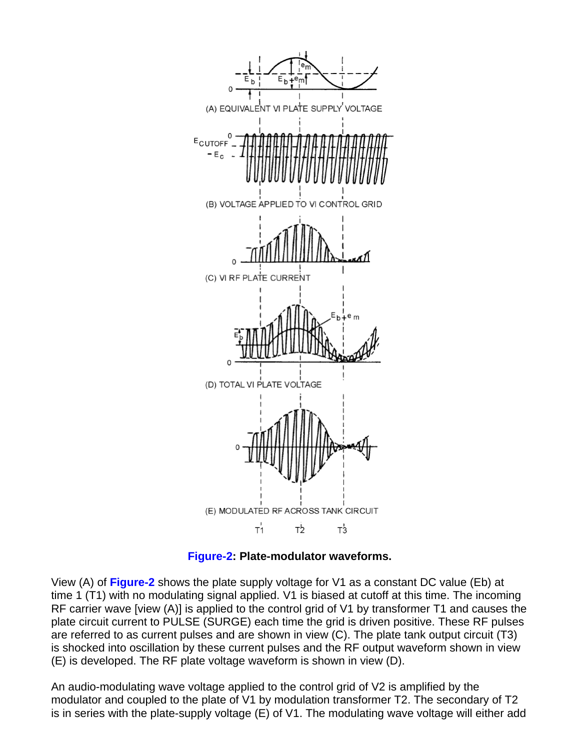**Figure-2: Plate-modulator waveforms.**

View (A) of **Figure-2** shows the plate supply voltage for V1 as a constant DC value (Eb) at time 1 (T1) with no modulating signal applied. V1 is biased at cutoff at this time. The incoming RF carrier wave [view (A)] is applied to the control grid of V1 by transformer T1 and causes the plate circuit current to PULSE (SURGE) each time the grid is driven positive. These RF pulses are referred to as current pulses and are shown in view (C). The plate tank output circuit (T3) is shocked into oscillation by these current pulses and the RF output waveform shown in view (E) is developed. The RF plate voltage waveform is shown in view (D).

An audio-modulating wave voltage applied to the control grid of V2 is amplified by the modulator and coupled to the plate of V1 by modulation transformer T2. The secondary of T2 is in series with the plate-supply voltage (E) of V1. The modulating wave voltage will either add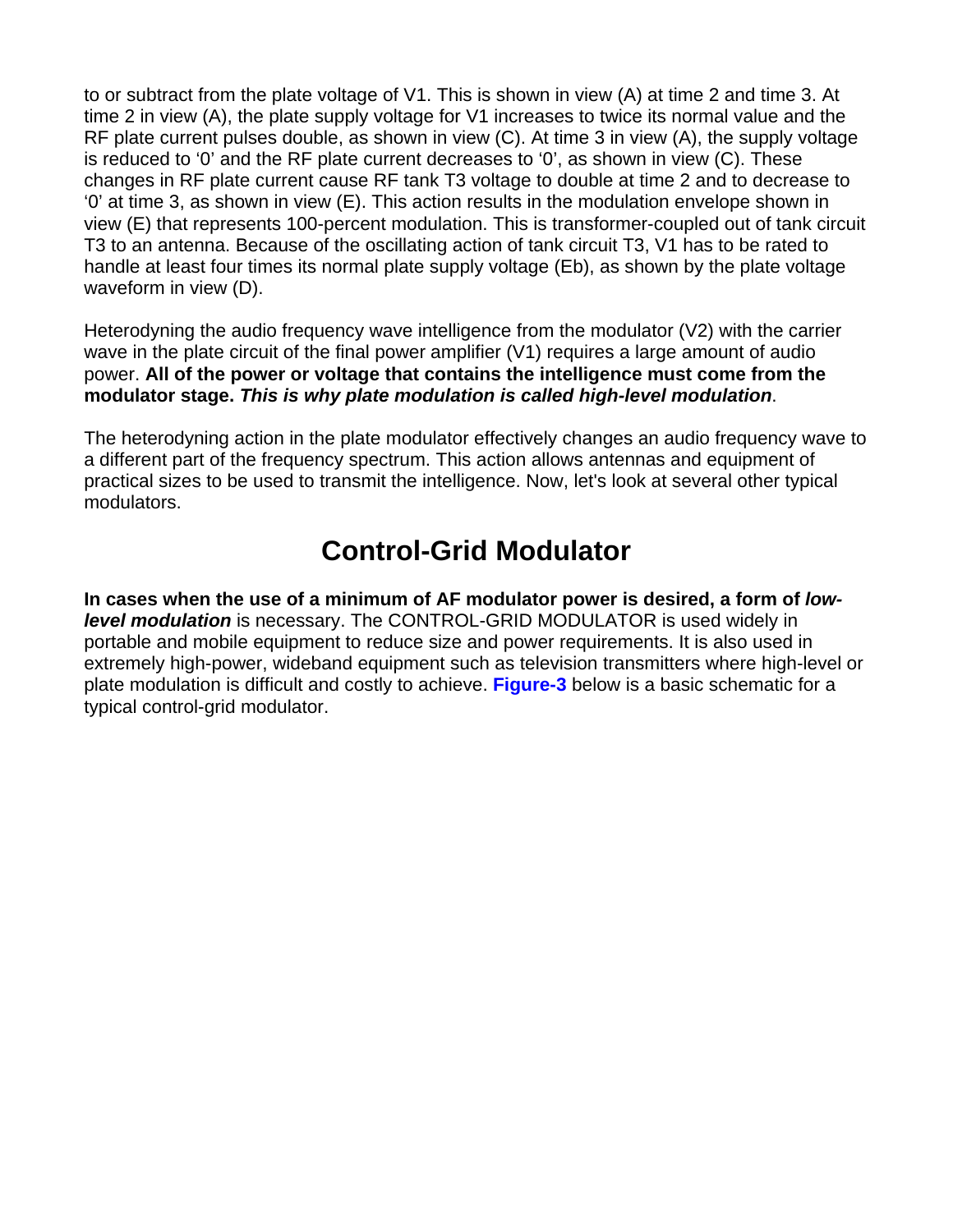to or subtract from the plate voltage of V1. This is shown in view (A) at time 2 and time 3. At time 2 in view (A), the plate supply voltage for V1 increases to twice its normal value and the RF plate current pulses double, as shown in view (C). At time 3 in view (A), the supply voltage is reduced to '0' and the RF plate current decreases to '0', as shown in view (C). These changes in RF plate current cause RF tank T3 voltage to double at time 2 and to decrease to '0' at time 3, as shown in view (E). This action results in the modulation envelope shown in view (E) that represents 100-percent modulation. This is transformer-coupled out of tank circuit T3 to an antenna. Because of the oscillating action of tank circuit T3, V1 has to be rated to handle at least four times its normal plate supply voltage (Eb), as shown by the plate voltage waveform in view (D).

Heterodyning the audio frequency wave intelligence from the modulator (V2) with the carrier wave in the plate circuit of the final power amplifier (V1) requires a large amount of audio power. **All of the power or voltage that contains the intelligence must come from the modulator stage. *This is why plate modulation is called high-level modulation***.

The heterodyning action in the plate modulator effectively changes an audio frequency wave to a different part of the frequency spectrum. This action allows antennas and equipment of practical sizes to be used to transmit the intelligence. Now, let's look at several other typical modulators.

## Control-Grid Modulator

**In cases when the use of a minimum of AF modulator power is desired, a form of *low-level modulation*** is necessary. The CONTROL-GRID MODULATOR is used widely in portable and mobile equipment to reduce size and power requirements. It is also used in extremely high-power, wideband equipment such as television transmitters where high-level or plate modulation is difficult and costly to achieve. **Figure-3** below is a basic schematic for a typical control-grid modulator.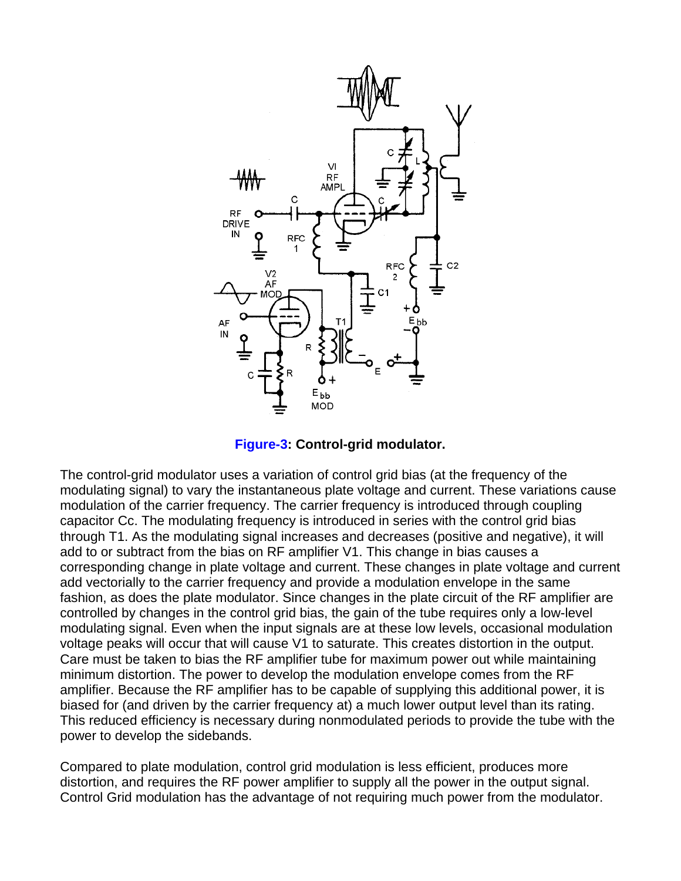**Figure-3: Control-grid modulator.**

The control-grid modulator uses a variation of control grid bias (at the frequency of the modulating signal) to vary the instantaneous plate voltage and current. These variations cause modulation of the carrier frequency. The carrier frequency is introduced through coupling capacitor Cc. The modulating frequency is introduced in series with the control grid bias through T1. As the modulating signal increases and decreases (positive and negative), it will add to or subtract from the bias on RF amplifier V1. This change in bias causes a corresponding change in plate voltage and current. These changes in plate voltage and current add vectorially to the carrier frequency and provide a modulation envelope in the same fashion, as does the plate modulator. Since changes in the plate circuit of the RF amplifier are controlled by changes in the control grid bias, the gain of the tube requires only a low-level modulating signal. Even when the input signals are at these low levels, occasional modulation voltage peaks will occur that will cause V1 to saturate. This creates distortion in the output. Care must be taken to bias the RF amplifier tube for maximum power out while maintaining minimum distortion. The power to develop the modulation envelope comes from the RF amplifier. Because the RF amplifier has to be capable of supplying this additional power, it is biased for (and driven by the carrier frequency at) a much lower output level than its rating. This reduced efficiency is necessary during nonmodulated periods to provide the tube with the power to develop the sidebands.

Compared to plate modulation, control grid modulation is less efficient, produces more distortion, and requires the RF power amplifier to supply all the power in the output signal. Control Grid modulation has the advantage of not requiring much power from the modulator.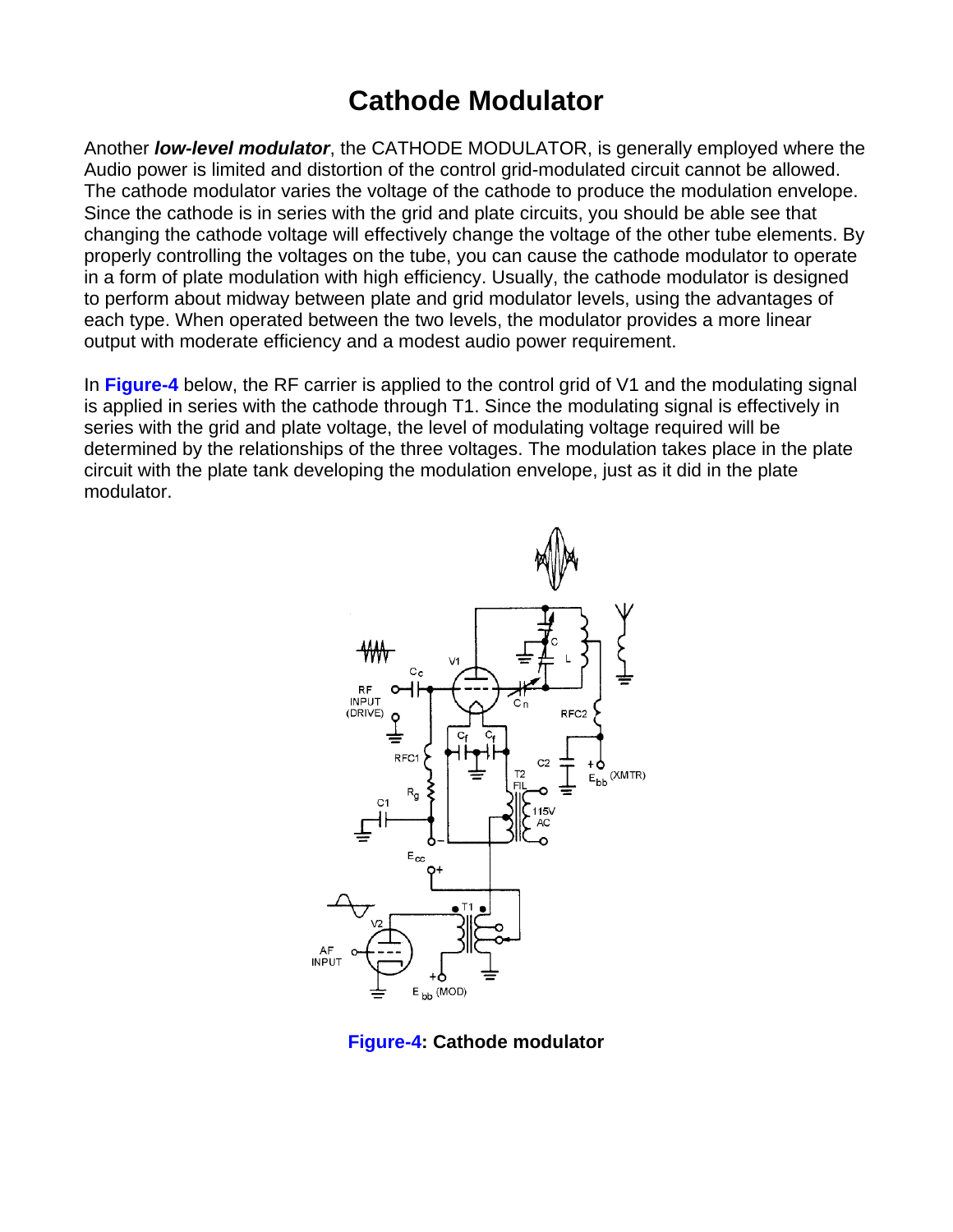# Cathode Modulator

Another ***low-level modulator***, the CATHODE MODULATOR, is generally employed where the Audio power is limited and distortion of the control grid-modulated circuit cannot be allowed. The cathode modulator varies the voltage of the cathode to produce the modulation envelope. Since the cathode is in series with the grid and plate circuits, you should be able see that changing the cathode voltage will effectively change the voltage of the other tube elements. By properly controlling the voltages on the tube, you can cause the cathode modulator to operate in a form of plate modulation with high efficiency. Usually, the cathode modulator is designed to perform about midway between plate and grid modulator levels, using the advantages of each type. When operated between the two levels, the modulator provides a more linear output with moderate efficiency and a modest audio power requirement.

In **Figure-4** below, the RF carrier is applied to the control grid of V1 and the modulating signal is applied in series with the cathode through T1. Since the modulating signal is effectively in series with the grid and plate voltage, the level of modulating voltage required will be determined by the relationships of the three voltages. The modulation takes place in the plate circuit with the plate tank developing the modulation envelope, just as it did in the plate modulator.

**Figure-4: Cathode modulator**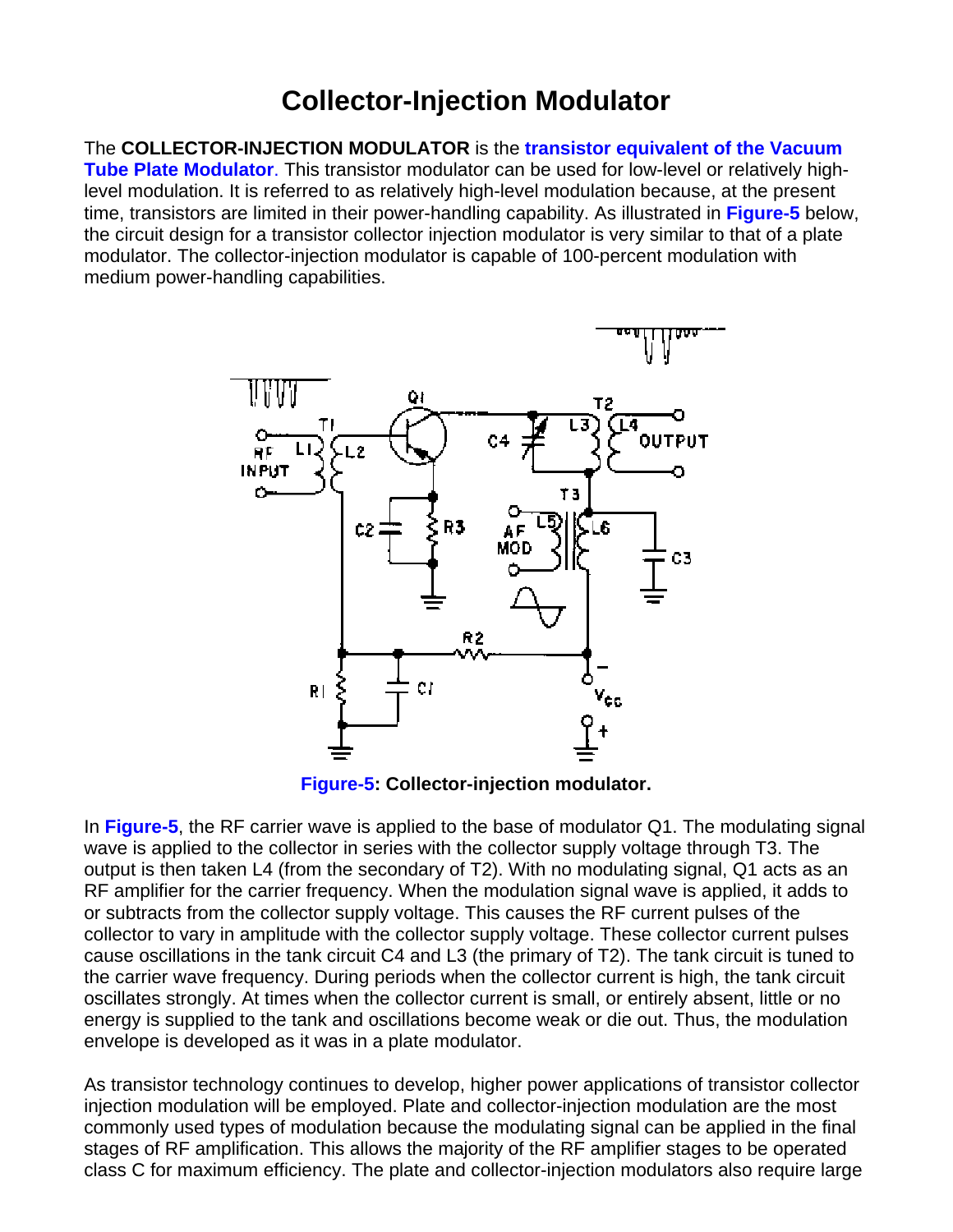# Collector-Injection Modulator

The **COLLECTOR-INJECTION MODULATOR** is the **transistor equivalent of the Vacuum Tube Plate Modulator**. This transistor modulator can be used for low-level or relatively high-level modulation. It is referred to as relatively high-level modulation because, at the present time, transistors are limited in their power-handling capability. As illustrated in **Figure-5** below, the circuit design for a transistor collector injection modulator is very similar to that of a plate modulator. The collector-injection modulator is capable of 100-percent modulation with medium power-handling capabilities.

**Figure-5: Collector-injection modulator.**

In **Figure-5**, the RF carrier wave is applied to the base of modulator Q1. The modulating signal wave is applied to the collector in series with the collector supply voltage through T3. The output is then taken L4 (from the secondary of T2). With no modulating signal, Q1 acts as an RF amplifier for the carrier frequency. When the modulation signal wave is applied, it adds to or subtracts from the collector supply voltage. This causes the RF current pulses of the collector to vary in amplitude with the collector supply voltage. These collector current pulses cause oscillations in the tank circuit C4 and L3 (the primary of T2). The tank circuit is tuned to the carrier wave frequency. During periods when the collector current is high, the tank circuit oscillates strongly. At times when the collector current is small, or entirely absent, little or no energy is supplied to the tank and oscillations become weak or die out. Thus, the modulation envelope is developed as it was in a plate modulator.

As transistor technology continues to develop, higher power applications of transistor collector injection modulation will be employed. Plate and collector-injection modulation are the most commonly used types of modulation because the modulating signal can be applied in the final stages of RF amplification. This allows the majority of the RF amplifier stages to be operated class C for maximum efficiency. The plate and collector-injection modulators also require large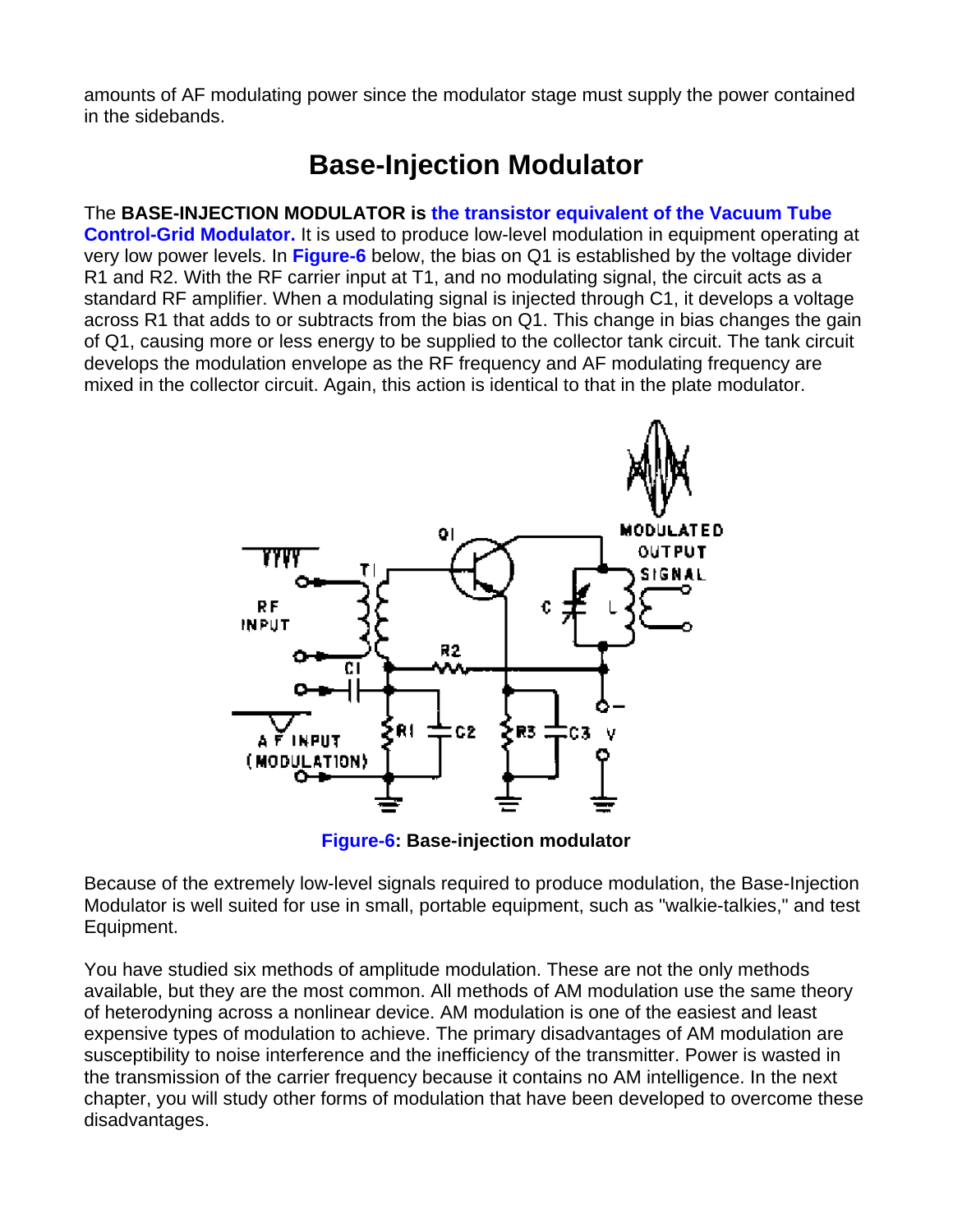amounts of AF modulating power since the modulator stage must supply the power contained in the sidebands.

## Base-Injection Modulator

The **BASE-INJECTION MODULATOR is the transistor equivalent of the Vacuum Tube Control-Grid Modulator.** It is used to produce low-level modulation in equipment operating at very low power levels. In **Figure-6** below, the bias on Q1 is established by the voltage divider R1 and R2. With the RF carrier input at T1, and no modulating signal, the circuit acts as a standard RF amplifier. When a modulating signal is injected through C1, it develops a voltage across R1 that adds to or subtracts from the bias on Q1. This change in bias changes the gain of Q1, causing more or less energy to be supplied to the collector tank circuit. The tank circuit develops the modulation envelope as the RF frequency and AF modulating frequency are mixed in the collector circuit. Again, this action is identical to that in the plate modulator.

**Figure-6: Base-injection modulator**

Because of the extremely low-level signals required to produce modulation, the Base-Injection Modulator is well suited for use in small, portable equipment, such as "walkie-talkies," and test Equipment.

You have studied six methods of amplitude modulation. These are not the only methods available, but they are the most common. All methods of AM modulation use the same theory of heterodyning across a nonlinear device. AM modulation is one of the easiest and least expensive types of modulation to achieve. The primary disadvantages of AM modulation are susceptibility to noise interference and the inefficiency of the transmitter. Power is wasted in the transmission of the carrier frequency because it contains no AM intelligence. In the next chapter, you will study other forms of modulation that have been developed to overcome these disadvantages.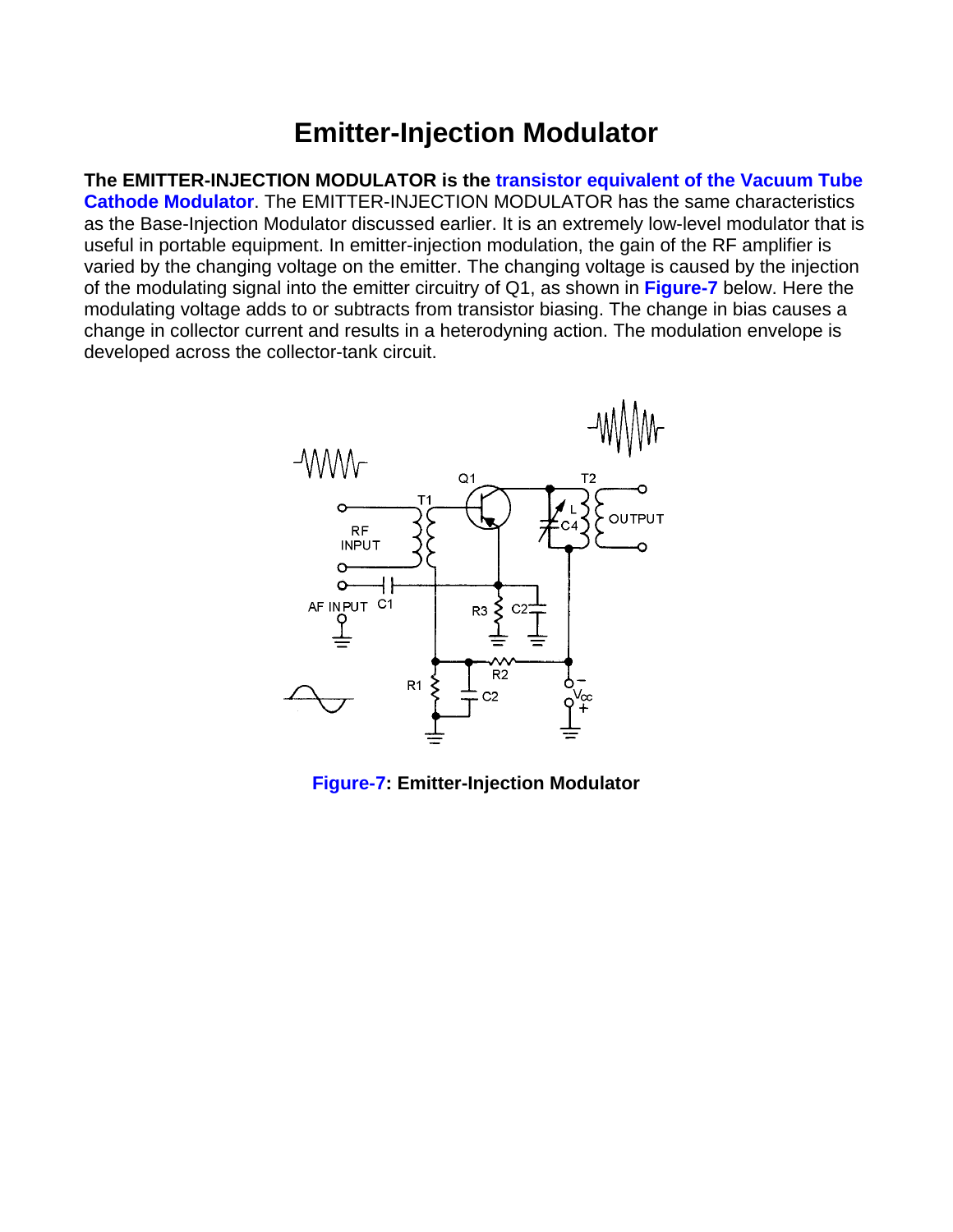# Emitter-Injection Modulator

**The EMITTER-INJECTION MODULATOR is the transistor equivalent of the Vacuum Tube Cathode Modulator**. The EMITTER-INJECTION MODULATOR has the same characteristics as the Base-Injection Modulator discussed earlier. It is an extremely low-level modulator that is useful in portable equipment. In emitter-injection modulation, the gain of the RF amplifier is varied by the changing voltage on the emitter. The changing voltage is caused by the injection of the modulating signal into the emitter circuitry of Q1, as shown in **Figure-7** below. Here the modulating voltage adds to or subtracts from transistor biasing. The change in bias causes a change in collector current and results in a heterodyning action. The modulation envelope is developed across the collector-tank circuit.

**Figure-7: Emitter-Injection Modulator**